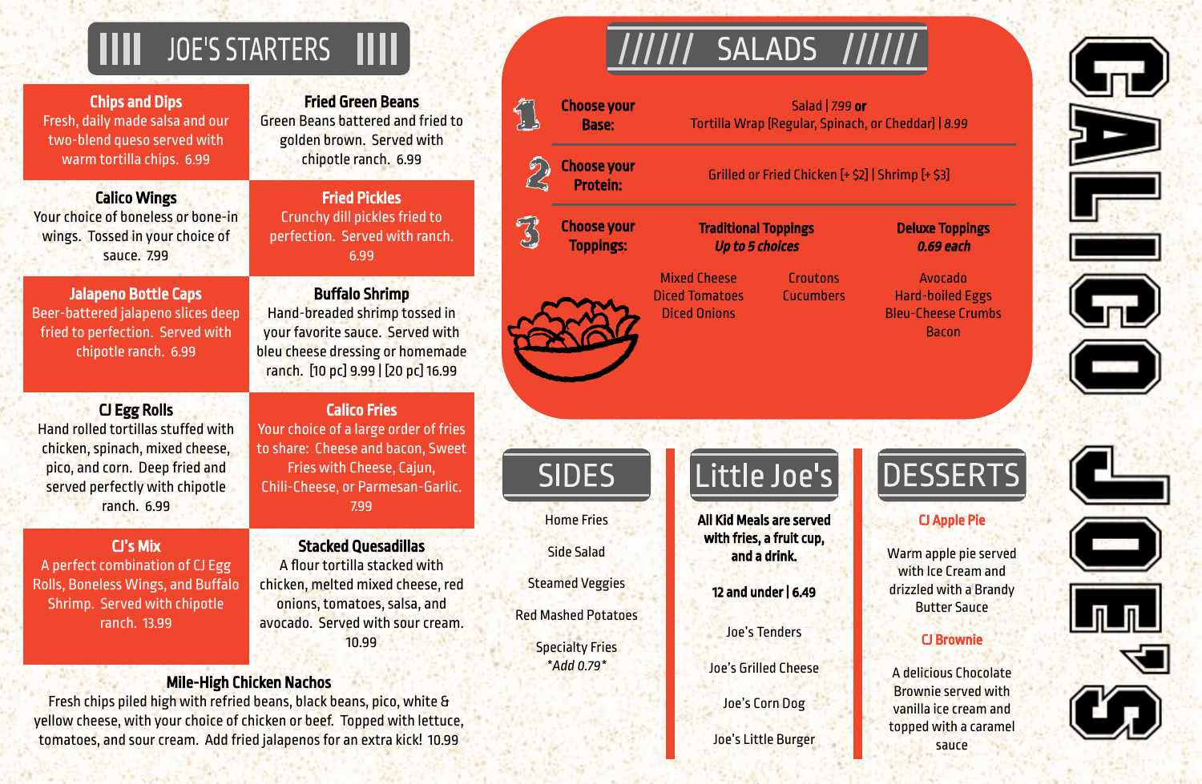# CALICO JOE'S

## JOE'S STARTERS

### Chips and Dips
Fresh, daily made salsa and our two-blend queso served with warm tortilla chips. 6.99

### Fried Green Beans
Green Beans battered and fried to golden brown. Served with chipotle ranch. 6.99

### Calico Wings
Your choice of boneless or bone-in wings. Tossed in your choice of sauce. 7.99

### Fried Pickles
Crunchy dill pickles fried to perfection. Served with ranch. 6.99

### Jalapeno Bottle Caps
Beer-battered jalapeno slices deep fried to perfection. Served with chipotle ranch. 6.99

### Buffalo Shrimp
Hand-breaded shrimp tossed in your favorite sauce. Served with bleu cheese dressing or homemade ranch. [10 pc] 9.99 | [20 pc] 16.99

### CJ Egg Rolls
Hand rolled tortillas stuffed with chicken, spinach, mixed cheese, pico, and corn. Deep fried and served perfectly with chipotle ranch. 6.99

### Calico Fries
Your choice of a large order of fries to share: Cheese and bacon, Sweet Fries with Cheese, Cajun, Chili-Cheese, or Parmesan-Garlic. 7.99

### CJ's Mix
A perfect combination of CJ Egg Rolls, Boneless Wings, and Buffalo Shrimp. Served with chipotle ranch. 13.99

### Stacked Quesadillas
A flour tortilla stacked with chicken, melted mixed cheese, red onions, tomatoes, salsa, and avocado. Served with sour cream. 10.99

### Mile-High Chicken Nachos
Fresh chips piled high with refried beans, black beans, pico, white & yellow cheese, with your choice of chicken or beef. Topped with lettuce, tomatoes, and sour cream. Add fried jalapenos for an extra kick! 10.99

## SALADS

**1 Choose your Base:** Salad | 7.99 **or** Tortilla Wrap [Regular, Spinach, or Cheddar] | *8.99*

**2 Choose your Protein:** Grilled or Fried Chicken [+ $2] | Shrimp [+ $3]

**3 Choose your Toppings:**

**Traditional Toppings**
***Up to 5 choices***

- Mixed Cheese
- Diced Tomatoes
- Diced Onions
- Croutons
- Cucumbers

**Deluxe Toppings**
***0.69 each***

- Avocado
- Hard-boiled Eggs
- Bleu-Cheese Crumbs
- Bacon

## SIDES

- Home Fries
- Side Salad
- Steamed Veggies
- Red Mashed Potatoes
- Specialty Fries *\*Add 0.79\**

## Little Joe's

**All Kid Meals are served with fries, a fruit cup, and a drink.**

**12 and under | 6.49**

- Joe's Tenders
- Joe's Grilled Cheese
- Joe's Corn Dog
- Joe's Little Burger

## DESSERTS

### CJ Apple Pie
Warm apple pie served with Ice Cream and drizzled with a Brandy Butter Sauce

### CJ Brownie
A delicious Chocolate Brownie served with vanilla ice cream and topped with a caramel sauce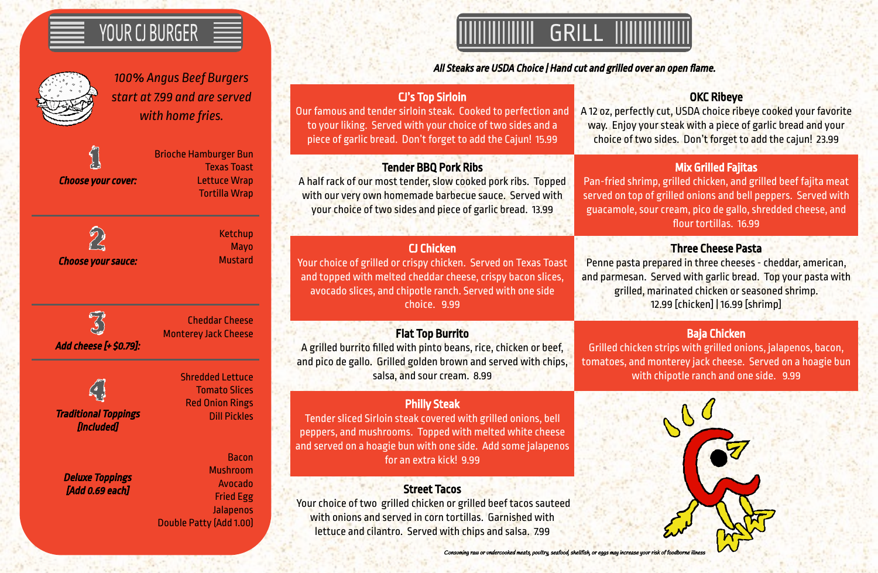# YOUR CJ BURGER

*100% Angus Beef Burgers start at 7.99 and are served with home fries.*

## 1 — *Choose your cover:*

- Brioche Hamburger Bun
- Texas Toast
- Lettuce Wrap
- Tortilla Wrap

## 2 — *Choose your sauce:*

- Ketchup
- Mayo
- Mustard

## 3 — *Add cheese [+ $0.79]:*

- Cheddar Cheese
- Monterey Jack Cheese

## 4 — *Traditional Toppings [Included]*

- Shredded Lettuce
- Tomato Slices
- Red Onion Rings
- Dill Pickles

### *Deluxe Toppings [Add 0.69 each]*

- Bacon
- Mushroom
- Avocado
- Fried Egg
- Jalapenos
- Double Patty [Add 1.00]

# GRILL

***All Steaks are USDA Choice | Hand cut and grilled over an open flame.***

### CJ's Top Sirloin

Our famous and tender sirloin steak. Cooked to perfection and to your liking. Served with your choice of two sides and a piece of garlic bread. Don't forget to add the Cajun! 15.99

### OKC Ribeye

A 12 oz, perfectly cut, USDA choice ribeye cooked your favorite way. Enjoy your steak with a piece of garlic bread and your choice of two sides. Don't forget to add the cajun! 23.99

### Tender BBQ Pork Ribs

A half rack of our most tender, slow cooked pork ribs. Topped with our very own homemade barbecue sauce. Served with your choice of two sides and piece of garlic bread. 13.99

### Mix Grilled Fajitas

Pan-fried shrimp, grilled chicken, and grilled beef fajita meat served on top of grilled onions and bell peppers. Served with guacamole, sour cream, pico de gallo, shredded cheese, and flour tortillas. 16.99

### CJ Chicken

Your choice of grilled or crispy chicken. Served on Texas Toast and topped with melted cheddar cheese, crispy bacon slices, avocado slices, and chipotle ranch. Served with one side choice. 9.99

### Three Cheese Pasta

Penne pasta prepared in three cheeses - cheddar, american, and parmesan. Served with garlic bread. Top your pasta with grilled, marinated chicken or seasoned shrimp.
12.99 [chicken] | 16.99 [shrimp]

### Flat Top Burrito

A grilled burrito filled with pinto beans, rice, chicken or beef, and pico de gallo. Grilled golden brown and served with chips, salsa, and sour cream. 8.99

### Baja Chicken

Grilled chicken strips with grilled onions, jalapenos, bacon, tomatoes, and monterey jack cheese. Served on a hoagie bun with chipotle ranch and one side. 9.99

### Philly Steak

Tender sliced Sirloin steak covered with grilled onions, bell peppers, and mushrooms. Topped with melted white cheese and served on a hoagie bun with one side. Add some jalapenos for an extra kick! 9.99

### Street Tacos

Your choice of two grilled chicken or grilled beef tacos sauteed with onions and served in corn tortillas. Garnished with lettuce and cilantro. Served with chips and salsa. 7.99

*Consuming raw or undercooked meats, poultry, seafood, shellfish, or eggs may increase your risk of foodborne illness*